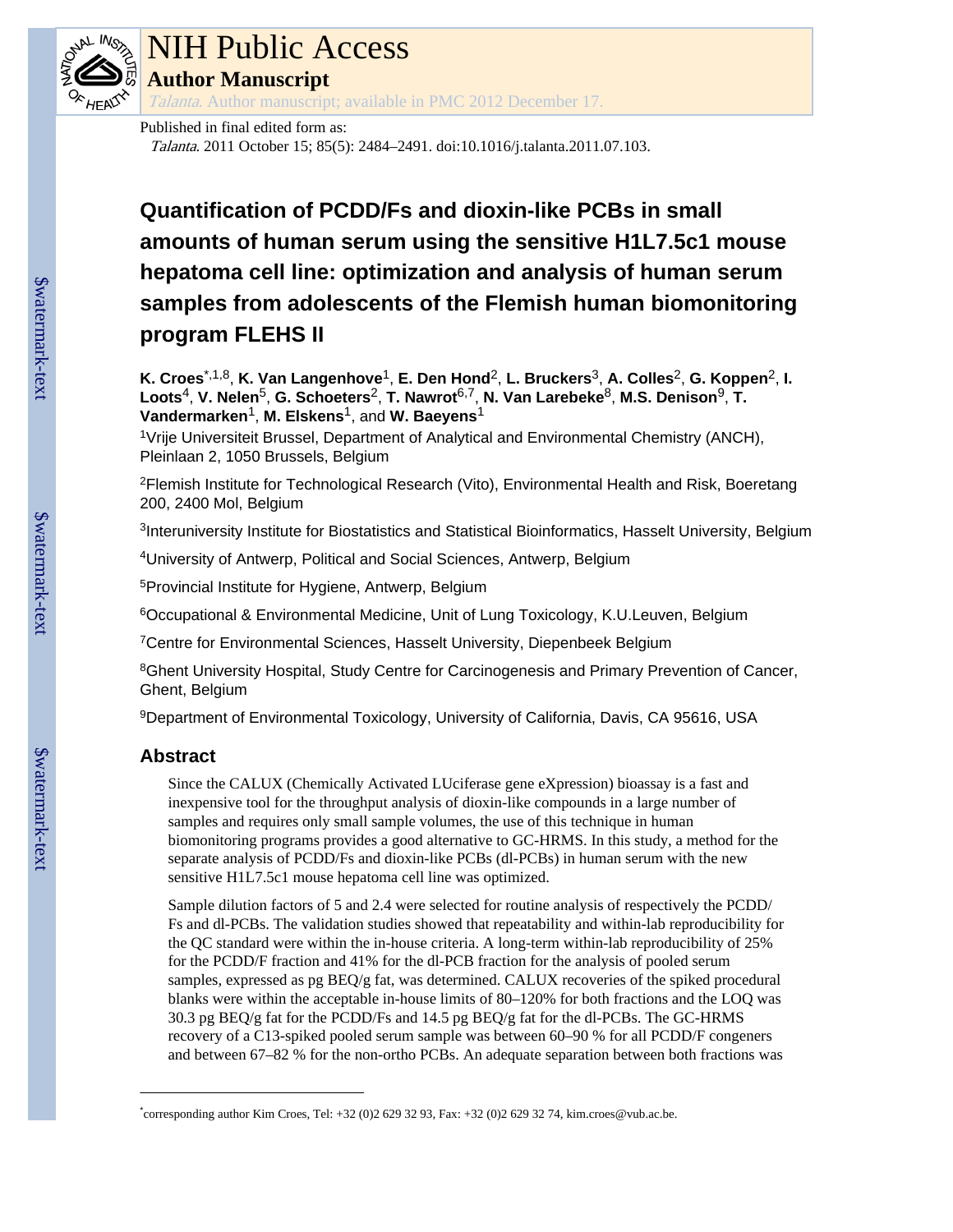# NIH Public Access

**Author Manuscript**

*Talanta*. Author manuscript; available in PMC 2012 December 17.

Published in final edited form as:

*Talanta*. 2011 October 15; 85(5): 2484–2491. doi:10.1016/j.talanta.2011.07.103.

# Quantification of PCDD/Fs and dioxin-like PCBs in small amounts of human serum using the sensitive H1L7.5c1 mouse hepatoma cell line: optimization and analysis of human serum samples from adolescents of the Flemish human biomonitoring program FLEHS II

**K. Croes**[*,1,8], **K. Van Langenhove**[1], **E. Den Hond**[2], **L. Bruckers**[3], **A. Colles**[2], **G. Koppen**[2], **I. Loots**[4], **V. Nelen**[5], **G. Schoeters**[2], **T. Nawrot**[6,7], **N. Van Larebeke**[8], **M.S. Denison**[9], **T. Vandermarken**[1], **M. Elskens**[1], and **W. Baeyens**[1]

[1]Vrije Universiteit Brussel, Department of Analytical and Environmental Chemistry (ANCH), Pleinlaan 2, 1050 Brussels, Belgium

[2]Flemish Institute for Technological Research (Vito), Environmental Health and Risk, Boeretang 200, 2400 Mol, Belgium

[3]Interuniversity Institute for Biostatistics and Statistical Bioinformatics, Hasselt University, Belgium

[4]University of Antwerp, Political and Social Sciences, Antwerp, Belgium

[5]Provincial Institute for Hygiene, Antwerp, Belgium

[6]Occupational & Environmental Medicine, Unit of Lung Toxicology, K.U.Leuven, Belgium

[7]Centre for Environmental Sciences, Hasselt University, Diepenbeek Belgium

[8]Ghent University Hospital, Study Centre for Carcinogenesis and Primary Prevention of Cancer, Ghent, Belgium

[9]Department of Environmental Toxicology, University of California, Davis, CA 95616, USA

## Abstract

Since the CALUX (Chemically Activated LUciferase gene eXpression) bioassay is a fast and inexpensive tool for the throughput analysis of dioxin-like compounds in a large number of samples and requires only small sample volumes, the use of this technique in human biomonitoring programs provides a good alternative to GC-HRMS. In this study, a method for the separate analysis of PCDD/Fs and dioxin-like PCBs (dl-PCBs) in human serum with the new sensitive H1L7.5c1 mouse hepatoma cell line was optimized.

Sample dilution factors of 5 and 2.4 were selected for routine analysis of respectively the PCDD/Fs and dl-PCBs. The validation studies showed that repeatability and within-lab reproducibility for the QC standard were within the in-house criteria. A long-term within-lab reproducibility of 25% for the PCDD/F fraction and 41% for the dl-PCB fraction for the analysis of pooled serum samples, expressed as pg BEQ/g fat, was determined. CALUX recoveries of the spiked procedural blanks were within the acceptable in-house limits of 80–120% for both fractions and the LOQ was 30.3 pg BEQ/g fat for the PCDD/Fs and 14.5 pg BEQ/g fat for the dl-PCBs. The GC-HRMS recovery of a C13-spiked pooled serum sample was between 60–90 % for all PCDD/F congeners and between 67–82 % for the non-ortho PCBs. An adequate separation between both fractions was

[*]corresponding author Kim Croes, Tel: +32 (0)2 629 32 93, Fax: +32 (0)2 629 32 74, kim.croes@vub.ac.be.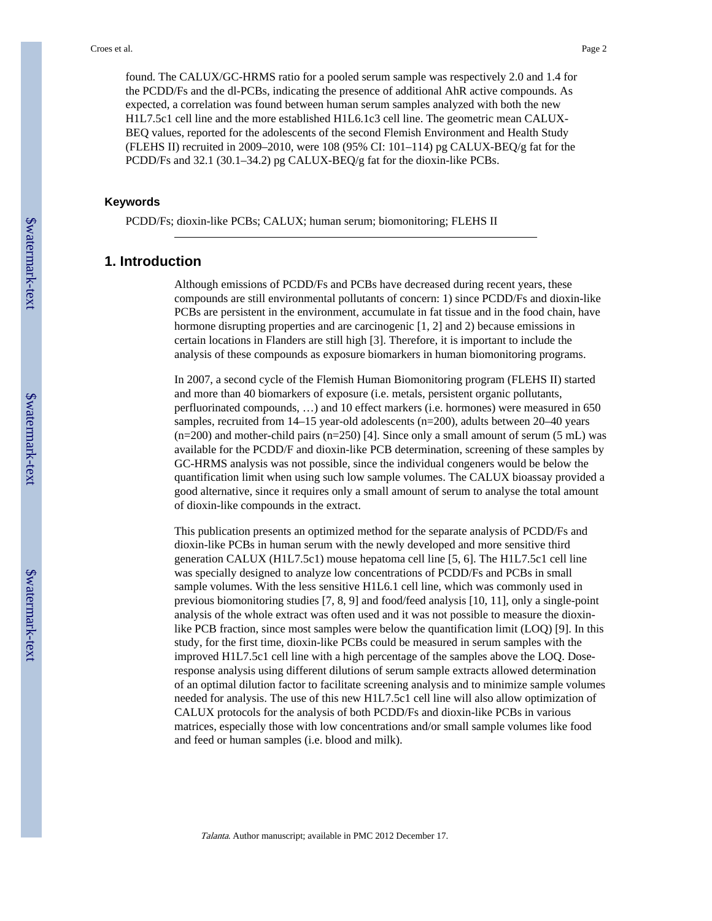found. The CALUX/GC-HRMS ratio for a pooled serum sample was respectively 2.0 and 1.4 for the PCDD/Fs and the dl-PCBs, indicating the presence of additional AhR active compounds. As expected, a correlation was found between human serum samples analyzed with both the new H1L7.5c1 cell line and the more established H1L6.1c3 cell line. The geometric mean CALUX-BEQ values, reported for the adolescents of the second Flemish Environment and Health Study (FLEHS II) recruited in 2009–2010, were 108 (95% CI: 101–114) pg CALUX-BEQ/g fat for the PCDD/Fs and 32.1 (30.1–34.2) pg CALUX-BEQ/g fat for the dioxin-like PCBs.

### Keywords

PCDD/Fs; dioxin-like PCBs; CALUX; human serum; biomonitoring; FLEHS II

## 1. Introduction

Although emissions of PCDD/Fs and PCBs have decreased during recent years, these compounds are still environmental pollutants of concern: 1) since PCDD/Fs and dioxin-like PCBs are persistent in the environment, accumulate in fat tissue and in the food chain, have hormone disrupting properties and are carcinogenic [1, 2] and 2) because emissions in certain locations in Flanders are still high [3]. Therefore, it is important to include the analysis of these compounds as exposure biomarkers in human biomonitoring programs.

In 2007, a second cycle of the Flemish Human Biomonitoring program (FLEHS II) started and more than 40 biomarkers of exposure (i.e. metals, persistent organic pollutants, perfluorinated compounds, …) and 10 effect markers (i.e. hormones) were measured in 650 samples, recruited from 14–15 year-old adolescents (n=200), adults between 20–40 years (n=200) and mother-child pairs (n=250) [4]. Since only a small amount of serum (5 mL) was available for the PCDD/F and dioxin-like PCB determination, screening of these samples by GC-HRMS analysis was not possible, since the individual congeners would be below the quantification limit when using such low sample volumes. The CALUX bioassay provided a good alternative, since it requires only a small amount of serum to analyse the total amount of dioxin-like compounds in the extract.

This publication presents an optimized method for the separate analysis of PCDD/Fs and dioxin-like PCBs in human serum with the newly developed and more sensitive third generation CALUX (H1L7.5c1) mouse hepatoma cell line [5, 6]. The H1L7.5c1 cell line was specially designed to analyze low concentrations of PCDD/Fs and PCBs in small sample volumes. With the less sensitive H1L6.1 cell line, which was commonly used in previous biomonitoring studies [7, 8, 9] and food/feed analysis [10, 11], only a single-point analysis of the whole extract was often used and it was not possible to measure the dioxin-like PCB fraction, since most samples were below the quantification limit (LOQ) [9]. In this study, for the first time, dioxin-like PCBs could be measured in serum samples with the improved H1L7.5c1 cell line with a high percentage of the samples above the LOQ. Dose-response analysis using different dilutions of serum sample extracts allowed determination of an optimal dilution factor to facilitate screening analysis and to minimize sample volumes needed for analysis. The use of this new H1L7.5c1 cell line will also allow optimization of CALUX protocols for the analysis of both PCDD/Fs and dioxin-like PCBs in various matrices, especially those with low concentrations and/or small sample volumes like food and feed or human samples (i.e. blood and milk).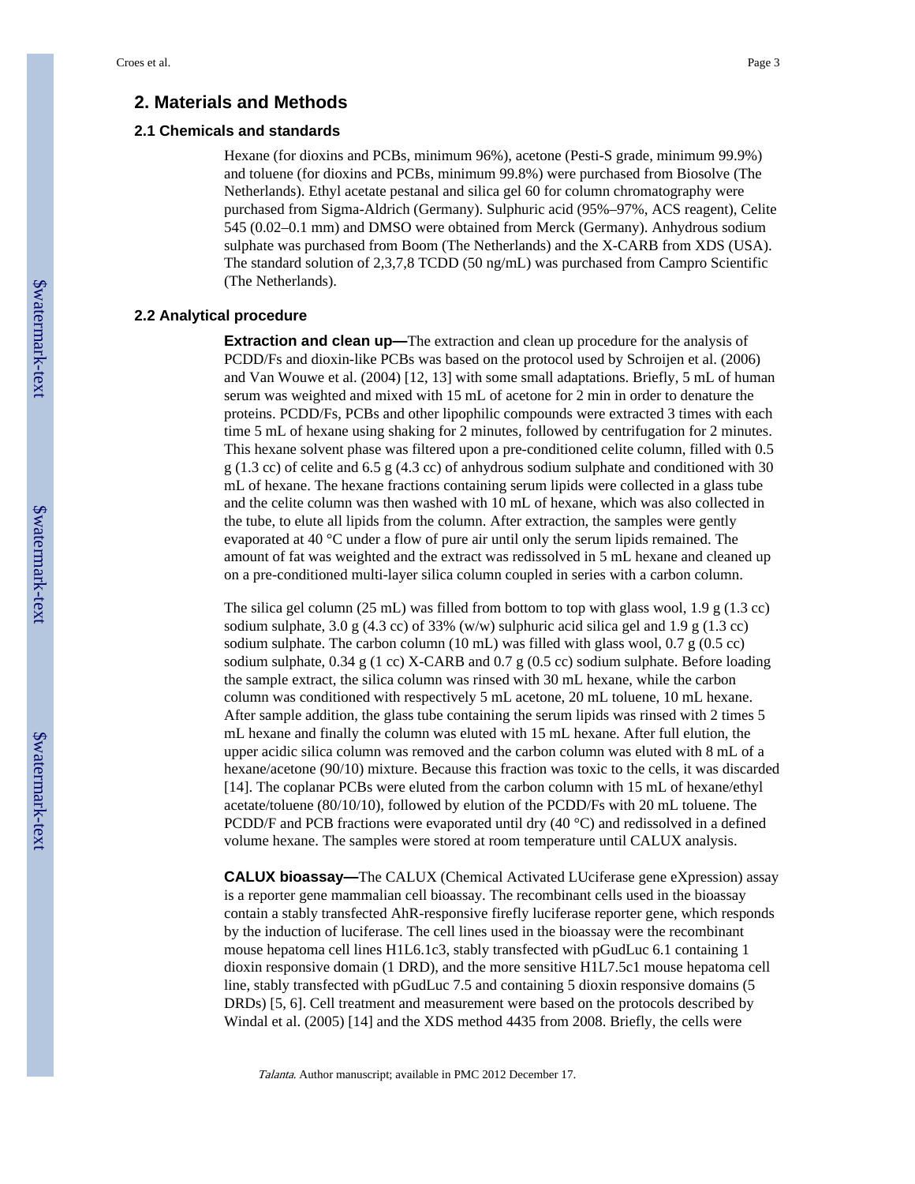## 2. Materials and Methods

### 2.1 Chemicals and standards

Hexane (for dioxins and PCBs, minimum 96%), acetone (Pesti-S grade, minimum 99.9%) and toluene (for dioxins and PCBs, minimum 99.8%) were purchased from Biosolve (The Netherlands). Ethyl acetate pestanal and silica gel 60 for column chromatography were purchased from Sigma-Aldrich (Germany). Sulphuric acid (95%–97%, ACS reagent), Celite 545 (0.02–0.1 mm) and DMSO were obtained from Merck (Germany). Anhydrous sodium sulphate was purchased from Boom (The Netherlands) and the X-CARB from XDS (USA). The standard solution of 2,3,7,8 TCDD (50 ng/mL) was purchased from Campro Scientific (The Netherlands).

### 2.2 Analytical procedure

**Extraction and clean up—**The extraction and clean up procedure for the analysis of PCDD/Fs and dioxin-like PCBs was based on the protocol used by Schroijen et al. (2006) and Van Wouwe et al. (2004) [12, 13] with some small adaptations. Briefly, 5 mL of human serum was weighted and mixed with 15 mL of acetone for 2 min in order to denature the proteins. PCDD/Fs, PCBs and other lipophilic compounds were extracted 3 times with each time 5 mL of hexane using shaking for 2 minutes, followed by centrifugation for 2 minutes. This hexane solvent phase was filtered upon a pre-conditioned celite column, filled with 0.5 g (1.3 cc) of celite and 6.5 g (4.3 cc) of anhydrous sodium sulphate and conditioned with 30 mL of hexane. The hexane fractions containing serum lipids were collected in a glass tube and the celite column was then washed with 10 mL of hexane, which was also collected in the tube, to elute all lipids from the column. After extraction, the samples were gently evaporated at 40 °C under a flow of pure air until only the serum lipids remained. The amount of fat was weighted and the extract was redissolved in 5 mL hexane and cleaned up on a pre-conditioned multi-layer silica column coupled in series with a carbon column.

The silica gel column (25 mL) was filled from bottom to top with glass wool, 1.9 g (1.3 cc) sodium sulphate, 3.0 g (4.3 cc) of 33% (w/w) sulphuric acid silica gel and 1.9 g (1.3 cc) sodium sulphate. The carbon column (10 mL) was filled with glass wool, 0.7 g (0.5 cc) sodium sulphate, 0.34 g (1 cc) X-CARB and 0.7 g (0.5 cc) sodium sulphate. Before loading the sample extract, the silica column was rinsed with 30 mL hexane, while the carbon column was conditioned with respectively 5 mL acetone, 20 mL toluene, 10 mL hexane. After sample addition, the glass tube containing the serum lipids was rinsed with 2 times 5 mL hexane and finally the column was eluted with 15 mL hexane. After full elution, the upper acidic silica column was removed and the carbon column was eluted with 8 mL of a hexane/acetone (90/10) mixture. Because this fraction was toxic to the cells, it was discarded [14]. The coplanar PCBs were eluted from the carbon column with 15 mL of hexane/ethyl acetate/toluene (80/10/10), followed by elution of the PCDD/Fs with 20 mL toluene. The PCDD/F and PCB fractions were evaporated until dry (40 °C) and redissolved in a defined volume hexane. The samples were stored at room temperature until CALUX analysis.

**CALUX bioassay—**The CALUX (Chemical Activated LUciferase gene eXpression) assay is a reporter gene mammalian cell bioassay. The recombinant cells used in the bioassay contain a stably transfected AhR-responsive firefly luciferase reporter gene, which responds by the induction of luciferase. The cell lines used in the bioassay were the recombinant mouse hepatoma cell lines H1L6.1c3, stably transfected with pGudLuc 6.1 containing 1 dioxin responsive domain (1 DRD), and the more sensitive H1L7.5c1 mouse hepatoma cell line, stably transfected with pGudLuc 7.5 and containing 5 dioxin responsive domains (5 DRDs) [5, 6]. Cell treatment and measurement were based on the protocols described by Windal et al. (2005) [14] and the XDS method 4435 from 2008. Briefly, the cells were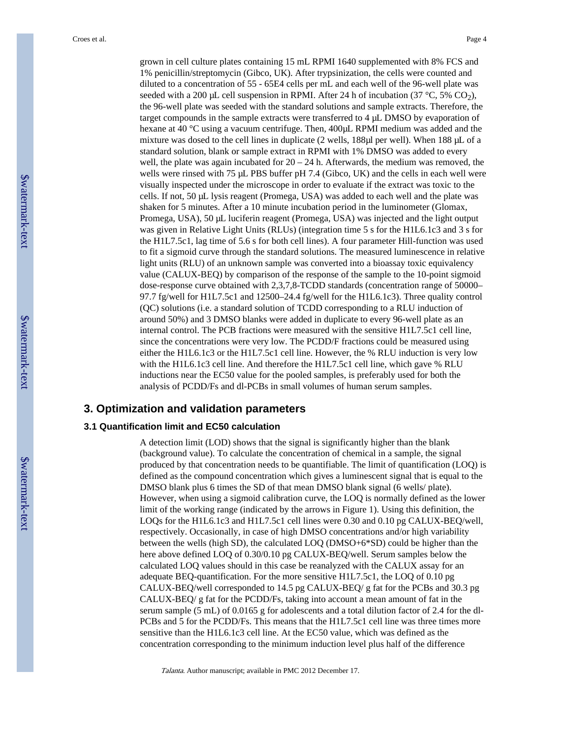grown in cell culture plates containing 15 mL RPMI 1640 supplemented with 8% FCS and 1% penicillin/streptomycin (Gibco, UK). After trypsinization, the cells were counted and diluted to a concentration of 55 - 65E4 cells per mL and each well of the 96-well plate was seeded with a 200 µL cell suspension in RPMI. After 24 h of incubation (37 °C, 5% $CO_2$), the 96-well plate was seeded with the standard solutions and sample extracts. Therefore, the target compounds in the sample extracts were transferred to 4 µL DMSO by evaporation of hexane at 40 °C using a vacuum centrifuge. Then, 400µL RPMI medium was added and the mixture was dosed to the cell lines in duplicate (2 wells, 188µl per well). When 188 µL of a standard solution, blank or sample extract in RPMI with 1% DMSO was added to every well, the plate was again incubated for 20 – 24 h. Afterwards, the medium was removed, the wells were rinsed with 75 µL PBS buffer pH 7.4 (Gibco, UK) and the cells in each well were visually inspected under the microscope in order to evaluate if the extract was toxic to the cells. If not, 50 µL lysis reagent (Promega, USA) was added to each well and the plate was shaken for 5 minutes. After a 10 minute incubation period in the luminometer (Glomax, Promega, USA), 50 µL luciferin reagent (Promega, USA) was injected and the light output was given in Relative Light Units (RLUs) (integration time 5 s for the H1L6.1c3 and 3 s for the H1L7.5c1, lag time of 5.6 s for both cell lines). A four parameter Hill-function was used to fit a sigmoid curve through the standard solutions. The measured luminescence in relative light units (RLU) of an unknown sample was converted into a bioassay toxic equivalency value (CALUX-BEQ) by comparison of the response of the sample to the 10-point sigmoid dose-response curve obtained with 2,3,7,8-TCDD standards (concentration range of 50000–97.7 fg/well for H1L7.5c1 and 12500–24.4 fg/well for the H1L6.1c3). Three quality control (QC) solutions (i.e. a standard solution of TCDD corresponding to a RLU induction of around 50%) and 3 DMSO blanks were added in duplicate to every 96-well plate as an internal control. The PCB fractions were measured with the sensitive H1L7.5c1 cell line, since the concentrations were very low. The PCDD/F fractions could be measured using either the H1L6.1c3 or the H1L7.5c1 cell line. However, the % RLU induction is very low with the H1L6.1c3 cell line. And therefore the H1L7.5c1 cell line, which gave % RLU inductions near the EC50 value for the pooled samples, is preferably used for both the analysis of PCDD/Fs and dl-PCBs in small volumes of human serum samples.

## 3. Optimization and validation parameters

### 3.1 Quantification limit and EC50 calculation

A detection limit (LOD) shows that the signal is significantly higher than the blank (background value). To calculate the concentration of chemical in a sample, the signal produced by that concentration needs to be quantifiable. The limit of quantification (LOQ) is defined as the compound concentration which gives a luminescent signal that is equal to the DMSO blank plus 6 times the SD of that mean DMSO blank signal (6 wells/ plate). However, when using a sigmoid calibration curve, the LOQ is normally defined as the lower limit of the working range (indicated by the arrows in Figure 1). Using this definition, the LOQs for the H1L6.1c3 and H1L7.5c1 cell lines were 0.30 and 0.10 pg CALUX-BEQ/well, respectively. Occasionally, in case of high DMSO concentrations and/or high variability between the wells (high SD), the calculated LOQ (DMSO+6*SD) could be higher than the here above defined LOQ of 0.30/0.10 pg CALUX-BEQ/well. Serum samples below the calculated LOQ values should in this case be reanalyzed with the CALUX assay for an adequate BEQ-quantification. For the more sensitive H1L7.5c1, the LOQ of 0.10 pg CALUX-BEQ/well corresponded to 14.5 pg CALUX-BEQ/ g fat for the PCBs and 30.3 pg CALUX-BEQ/ g fat for the PCDD/Fs, taking into account a mean amount of fat in the serum sample (5 mL) of 0.0165 g for adolescents and a total dilution factor of 2.4 for the dl-PCBs and 5 for the PCDD/Fs. This means that the H1L7.5c1 cell line was three times more sensitive than the H1L6.1c3 cell line. At the EC50 value, which was defined as the concentration corresponding to the minimum induction level plus half of the difference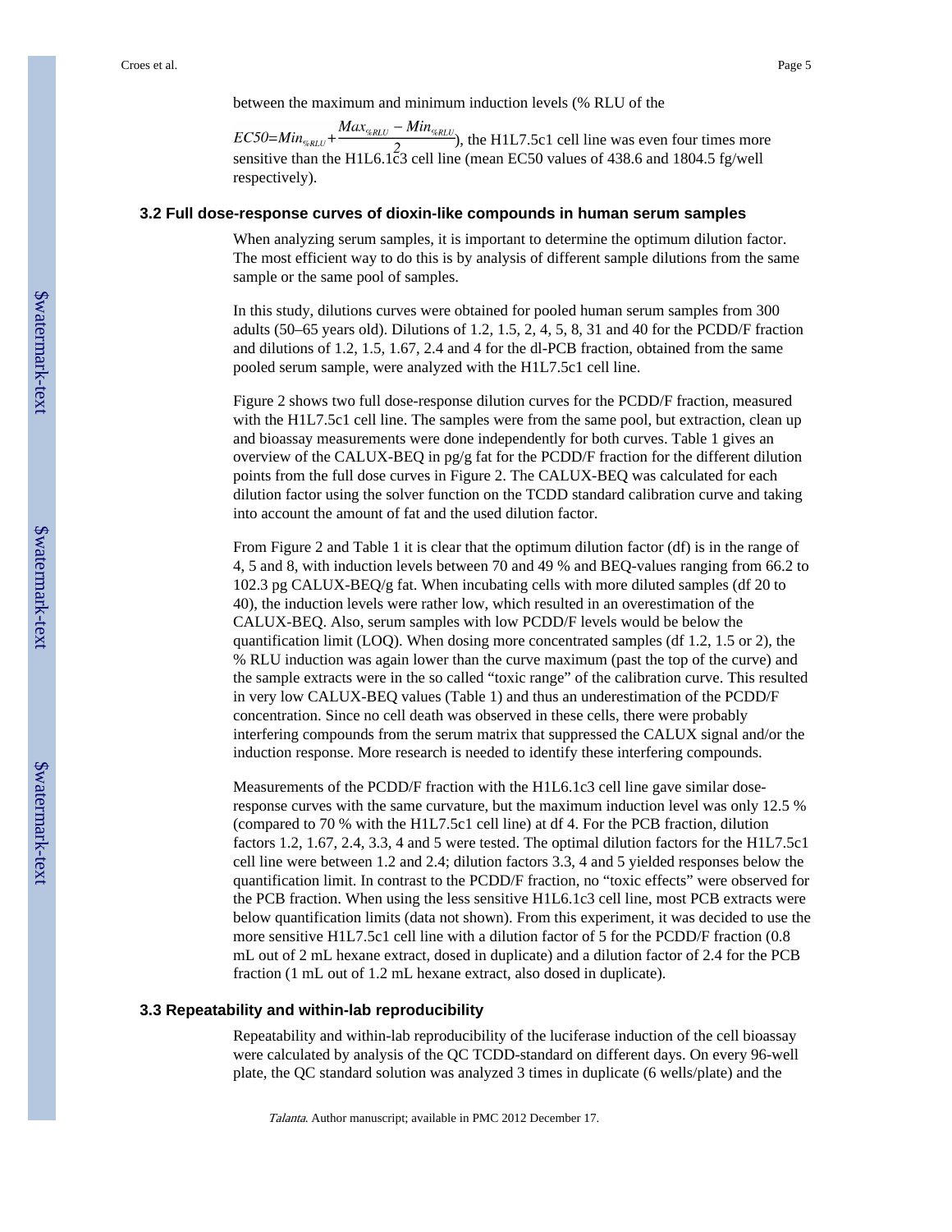between the maximum and minimum induction levels (% RLU of the $EC50=Min_{\%RLU}+\frac{Max_{\%RLU}-Min_{\%RLU}}{2}$), the H1L7.5c1 cell line was even four times more sensitive than the H1L6.1c3 cell line (mean EC50 values of 438.6 and 1804.5 fg/well respectively).

### 3.2 Full dose-response curves of dioxin-like compounds in human serum samples

When analyzing serum samples, it is important to determine the optimum dilution factor. The most efficient way to do this is by analysis of different sample dilutions from the same sample or the same pool of samples.

In this study, dilutions curves were obtained for pooled human serum samples from 300 adults (50–65 years old). Dilutions of 1.2, 1.5, 2, 4, 5, 8, 31 and 40 for the PCDD/F fraction and dilutions of 1.2, 1.5, 1.67, 2.4 and 4 for the dl-PCB fraction, obtained from the same pooled serum sample, were analyzed with the H1L7.5c1 cell line.

Figure 2 shows two full dose-response dilution curves for the PCDD/F fraction, measured with the H1L7.5c1 cell line. The samples were from the same pool, but extraction, clean up and bioassay measurements were done independently for both curves. Table 1 gives an overview of the CALUX-BEQ in pg/g fat for the PCDD/F fraction for the different dilution points from the full dose curves in Figure 2. The CALUX-BEQ was calculated for each dilution factor using the solver function on the TCDD standard calibration curve and taking into account the amount of fat and the used dilution factor.

From Figure 2 and Table 1 it is clear that the optimum dilution factor (df) is in the range of 4, 5 and 8, with induction levels between 70 and 49 % and BEQ-values ranging from 66.2 to 102.3 pg CALUX-BEQ/g fat. When incubating cells with more diluted samples (df 20 to 40), the induction levels were rather low, which resulted in an overestimation of the CALUX-BEQ. Also, serum samples with low PCDD/F levels would be below the quantification limit (LOQ). When dosing more concentrated samples (df 1.2, 1.5 or 2), the % RLU induction was again lower than the curve maximum (past the top of the curve) and the sample extracts were in the so called "toxic range" of the calibration curve. This resulted in very low CALUX-BEQ values (Table 1) and thus an underestimation of the PCDD/F concentration. Since no cell death was observed in these cells, there were probably interfering compounds from the serum matrix that suppressed the CALUX signal and/or the induction response. More research is needed to identify these interfering compounds.

Measurements of the PCDD/F fraction with the H1L6.1c3 cell line gave similar dose-response curves with the same curvature, but the maximum induction level was only 12.5 % (compared to 70 % with the H1L7.5c1 cell line) at df 4. For the PCB fraction, dilution factors 1.2, 1.67, 2.4, 3.3, 4 and 5 were tested. The optimal dilution factors for the H1L7.5c1 cell line were between 1.2 and 2.4; dilution factors 3.3, 4 and 5 yielded responses below the quantification limit. In contrast to the PCDD/F fraction, no "toxic effects" were observed for the PCB fraction. When using the less sensitive H1L6.1c3 cell line, most PCB extracts were below quantification limits (data not shown). From this experiment, it was decided to use the more sensitive H1L7.5c1 cell line with a dilution factor of 5 for the PCDD/F fraction (0.8 mL out of 2 mL hexane extract, dosed in duplicate) and a dilution factor of 2.4 for the PCB fraction (1 mL out of 1.2 mL hexane extract, also dosed in duplicate).

### 3.3 Repeatability and within-lab reproducibility

Repeatability and within-lab reproducibility of the luciferase induction of the cell bioassay were calculated by analysis of the QC TCDD-standard on different days. On every 96-well plate, the QC standard solution was analyzed 3 times in duplicate (6 wells/plate) and the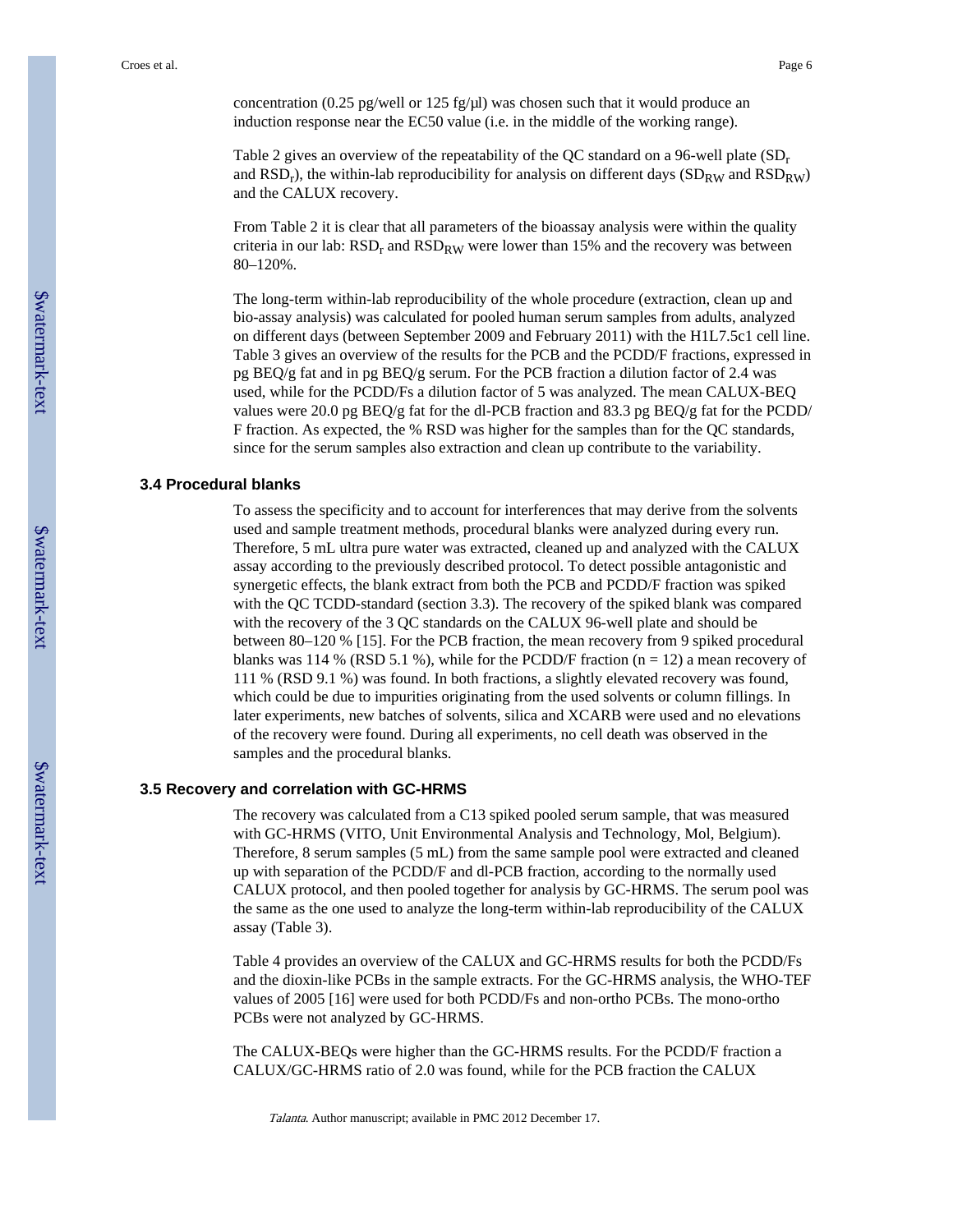concentration (0.25 pg/well or 125 fg/µl) was chosen such that it would produce an induction response near the EC50 value (i.e. in the middle of the working range).

Table 2 gives an overview of the repeatability of the QC standard on a 96-well plate ($SD_r$ and $RSD_r$), the within-lab reproducibility for analysis on different days ($SD_{RW}$ and $RSD_{RW}$) and the CALUX recovery.

From Table 2 it is clear that all parameters of the bioassay analysis were within the quality criteria in our lab: $RSD_r$ and $RSD_{RW}$ were lower than 15% and the recovery was between 80–120%.

The long-term within-lab reproducibility of the whole procedure (extraction, clean up and bio-assay analysis) was calculated for pooled human serum samples from adults, analyzed on different days (between September 2009 and February 2011) with the H1L7.5c1 cell line. Table 3 gives an overview of the results for the PCB and the PCDD/F fractions, expressed in pg BEQ/g fat and in pg BEQ/g serum. For the PCB fraction a dilution factor of 2.4 was used, while for the PCDD/Fs a dilution factor of 5 was analyzed. The mean CALUX-BEQ values were 20.0 pg BEQ/g fat for the dl-PCB fraction and 83.3 pg BEQ/g fat for the PCDD/F fraction. As expected, the % RSD was higher for the samples than for the QC standards, since for the serum samples also extraction and clean up contribute to the variability.

### 3.4 Procedural blanks

To assess the specificity and to account for interferences that may derive from the solvents used and sample treatment methods, procedural blanks were analyzed during every run. Therefore, 5 mL ultra pure water was extracted, cleaned up and analyzed with the CALUX assay according to the previously described protocol. To detect possible antagonistic and synergetic effects, the blank extract from both the PCB and PCDD/F fraction was spiked with the QC TCDD-standard (section 3.3). The recovery of the spiked blank was compared with the recovery of the 3 QC standards on the CALUX 96-well plate and should be between 80–120 % [15]. For the PCB fraction, the mean recovery from 9 spiked procedural blanks was 114 % (RSD 5.1 %), while for the PCDD/F fraction (n = 12) a mean recovery of 111 % (RSD 9.1 %) was found. In both fractions, a slightly elevated recovery was found, which could be due to impurities originating from the used solvents or column fillings. In later experiments, new batches of solvents, silica and XCARB were used and no elevations of the recovery were found. During all experiments, no cell death was observed in the samples and the procedural blanks.

### 3.5 Recovery and correlation with GC-HRMS

The recovery was calculated from a C13 spiked pooled serum sample, that was measured with GC-HRMS (VITO, Unit Environmental Analysis and Technology, Mol, Belgium). Therefore, 8 serum samples (5 mL) from the same sample pool were extracted and cleaned up with separation of the PCDD/F and dl-PCB fraction, according to the normally used CALUX protocol, and then pooled together for analysis by GC-HRMS. The serum pool was the same as the one used to analyze the long-term within-lab reproducibility of the CALUX assay (Table 3).

Table 4 provides an overview of the CALUX and GC-HRMS results for both the PCDD/Fs and the dioxin-like PCBs in the sample extracts. For the GC-HRMS analysis, the WHO-TEF values of 2005 [16] were used for both PCDD/Fs and non-ortho PCBs. The mono-ortho PCBs were not analyzed by GC-HRMS.

The CALUX-BEQs were higher than the GC-HRMS results. For the PCDD/F fraction a CALUX/GC-HRMS ratio of 2.0 was found, while for the PCB fraction the CALUX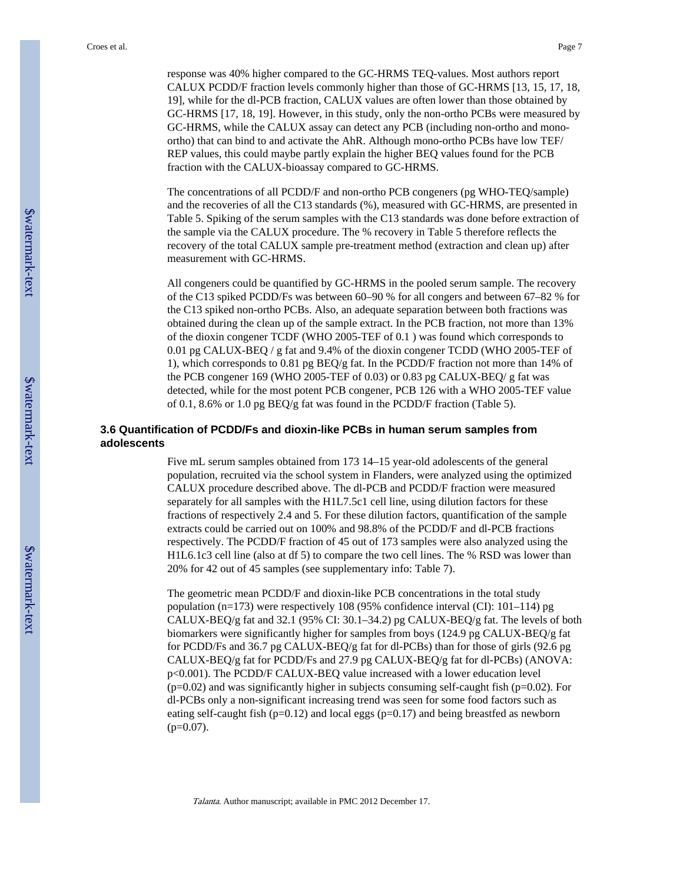response was 40% higher compared to the GC-HRMS TEQ-values. Most authors report CALUX PCDD/F fraction levels commonly higher than those of GC-HRMS [13, 15, 17, 18, 19], while for the dl-PCB fraction, CALUX values are often lower than those obtained by GC-HRMS [17, 18, 19]. However, in this study, only the non-ortho PCBs were measured by GC-HRMS, while the CALUX assay can detect any PCB (including non-ortho and mono-ortho) that can bind to and activate the AhR. Although mono-ortho PCBs have low TEF/REP values, this could maybe partly explain the higher BEQ values found for the PCB fraction with the CALUX-bioassay compared to GC-HRMS.

The concentrations of all PCDD/F and non-ortho PCB congeners (pg WHO-TEQ/sample) and the recoveries of all the C13 standards (%), measured with GC-HRMS, are presented in Table 5. Spiking of the serum samples with the C13 standards was done before extraction of the sample via the CALUX procedure. The % recovery in Table 5 therefore reflects the recovery of the total CALUX sample pre-treatment method (extraction and clean up) after measurement with GC-HRMS.

All congeners could be quantified by GC-HRMS in the pooled serum sample. The recovery of the C13 spiked PCDD/Fs was between 60–90 % for all congers and between 67–82 % for the C13 spiked non-ortho PCBs. Also, an adequate separation between both fractions was obtained during the clean up of the sample extract. In the PCB fraction, not more than 13% of the dioxin congener TCDF (WHO 2005-TEF of 0.1 ) was found which corresponds to 0.01 pg CALUX-BEQ / g fat and 9.4% of the dioxin congener TCDD (WHO 2005-TEF of 1), which corresponds to 0.81 pg BEQ/g fat. In the PCDD/F fraction not more than 14% of the PCB congener 169 (WHO 2005-TEF of 0.03) or 0.83 pg CALUX-BEQ/ g fat was detected, while for the most potent PCB congener, PCB 126 with a WHO 2005-TEF value of 0.1, 8.6% or 1.0 pg BEQ/g fat was found in the PCDD/F fraction (Table 5).

### 3.6 Quantification of PCDD/Fs and dioxin-like PCBs in human serum samples from adolescents

Five mL serum samples obtained from 173 14–15 year-old adolescents of the general population, recruited via the school system in Flanders, were analyzed using the optimized CALUX procedure described above. The dl-PCB and PCDD/F fraction were measured separately for all samples with the H1L7.5c1 cell line, using dilution factors for these fractions of respectively 2.4 and 5. For these dilution factors, quantification of the sample extracts could be carried out on 100% and 98.8% of the PCDD/F and dl-PCB fractions respectively. The PCDD/F fraction of 45 out of 173 samples were also analyzed using the H1L6.1c3 cell line (also at df 5) to compare the two cell lines. The % RSD was lower than 20% for 42 out of 45 samples (see supplementary info: Table 7).

The geometric mean PCDD/F and dioxin-like PCB concentrations in the total study population (n=173) were respectively 108 (95% confidence interval (CI): 101–114) pg CALUX-BEQ/g fat and 32.1 (95% CI: 30.1–34.2) pg CALUX-BEQ/g fat. The levels of both biomarkers were significantly higher for samples from boys (124.9 pg CALUX-BEQ/g fat for PCDD/Fs and 36.7 pg CALUX-BEQ/g fat for dl-PCBs) than for those of girls (92.6 pg CALUX-BEQ/g fat for PCDD/Fs and 27.9 pg CALUX-BEQ/g fat for dl-PCBs) (ANOVA: $p<0.001$). The PCDD/F CALUX-BEQ value increased with a lower education level ($p=0.02$) and was significantly higher in subjects consuming self-caught fish ($p=0.02$). For dl-PCBs only a non-significant increasing trend was seen for some food factors such as eating self-caught fish ($p=0.12$) and local eggs ($p=0.17$) and being breastfed as newborn ($p=0.07$).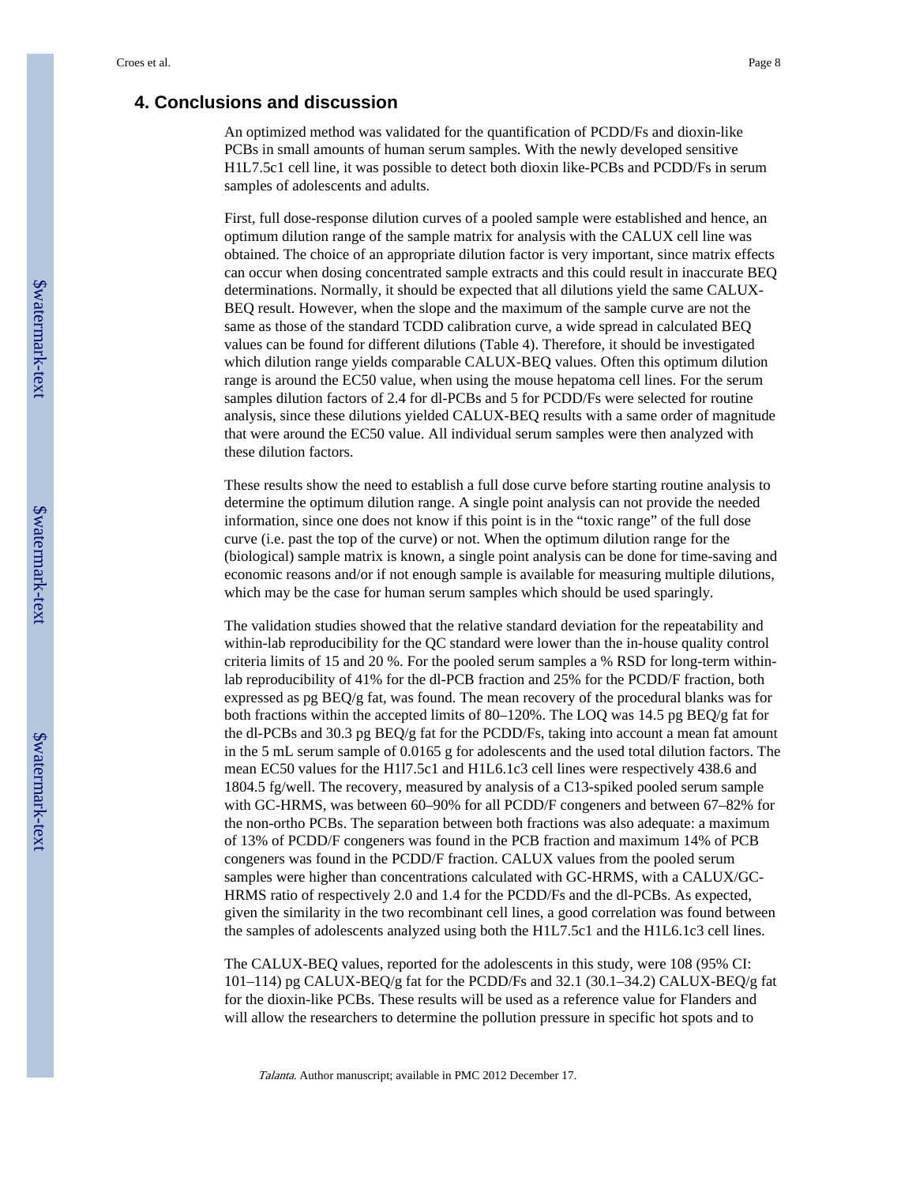## 4. Conclusions and discussion

An optimized method was validated for the quantification of PCDD/Fs and dioxin-like PCBs in small amounts of human serum samples. With the newly developed sensitive H1L7.5c1 cell line, it was possible to detect both dioxin like-PCBs and PCDD/Fs in serum samples of adolescents and adults.

First, full dose-response dilution curves of a pooled sample were established and hence, an optimum dilution range of the sample matrix for analysis with the CALUX cell line was obtained. The choice of an appropriate dilution factor is very important, since matrix effects can occur when dosing concentrated sample extracts and this could result in inaccurate BEQ determinations. Normally, it should be expected that all dilutions yield the same CALUX-BEQ result. However, when the slope and the maximum of the sample curve are not the same as those of the standard TCDD calibration curve, a wide spread in calculated BEQ values can be found for different dilutions (Table 4). Therefore, it should be investigated which dilution range yields comparable CALUX-BEQ values. Often this optimum dilution range is around the EC50 value, when using the mouse hepatoma cell lines. For the serum samples dilution factors of 2.4 for dl-PCBs and 5 for PCDD/Fs were selected for routine analysis, since these dilutions yielded CALUX-BEQ results with a same order of magnitude that were around the EC50 value. All individual serum samples were then analyzed with these dilution factors.

These results show the need to establish a full dose curve before starting routine analysis to determine the optimum dilution range. A single point analysis can not provide the needed information, since one does not know if this point is in the "toxic range" of the full dose curve (i.e. past the top of the curve) or not. When the optimum dilution range for the (biological) sample matrix is known, a single point analysis can be done for time-saving and economic reasons and/or if not enough sample is available for measuring multiple dilutions, which may be the case for human serum samples which should be used sparingly.

The validation studies showed that the relative standard deviation for the repeatability and within-lab reproducibility for the QC standard were lower than the in-house quality control criteria limits of 15 and 20 %. For the pooled serum samples a % RSD for long-term within-lab reproducibility of 41% for the dl-PCB fraction and 25% for the PCDD/F fraction, both expressed as pg BEQ/g fat, was found. The mean recovery of the procedural blanks was for both fractions within the accepted limits of 80–120%. The LOQ was 14.5 pg BEQ/g fat for the dl-PCBs and 30.3 pg BEQ/g fat for the PCDD/Fs, taking into account a mean fat amount in the 5 mL serum sample of 0.0165 g for adolescents and the used total dilution factors. The mean EC50 values for the H1l7.5c1 and H1L6.1c3 cell lines were respectively 438.6 and 1804.5 fg/well. The recovery, measured by analysis of a C13-spiked pooled serum sample with GC-HRMS, was between 60–90% for all PCDD/F congeners and between 67–82% for the non-ortho PCBs. The separation between both fractions was also adequate: a maximum of 13% of PCDD/F congeners was found in the PCB fraction and maximum 14% of PCB congeners was found in the PCDD/F fraction. CALUX values from the pooled serum samples were higher than concentrations calculated with GC-HRMS, with a CALUX/GC-HRMS ratio of respectively 2.0 and 1.4 for the PCDD/Fs and the dl-PCBs. As expected, given the similarity in the two recombinant cell lines, a good correlation was found between the samples of adolescents analyzed using both the H1L7.5c1 and the H1L6.1c3 cell lines.

The CALUX-BEQ values, reported for the adolescents in this study, were 108 (95% CI: 101–114) pg CALUX-BEQ/g fat for the PCDD/Fs and 32.1 (30.1–34.2) CALUX-BEQ/g fat for the dioxin-like PCBs. These results will be used as a reference value for Flanders and will allow the researchers to determine the pollution pressure in specific hot spots and to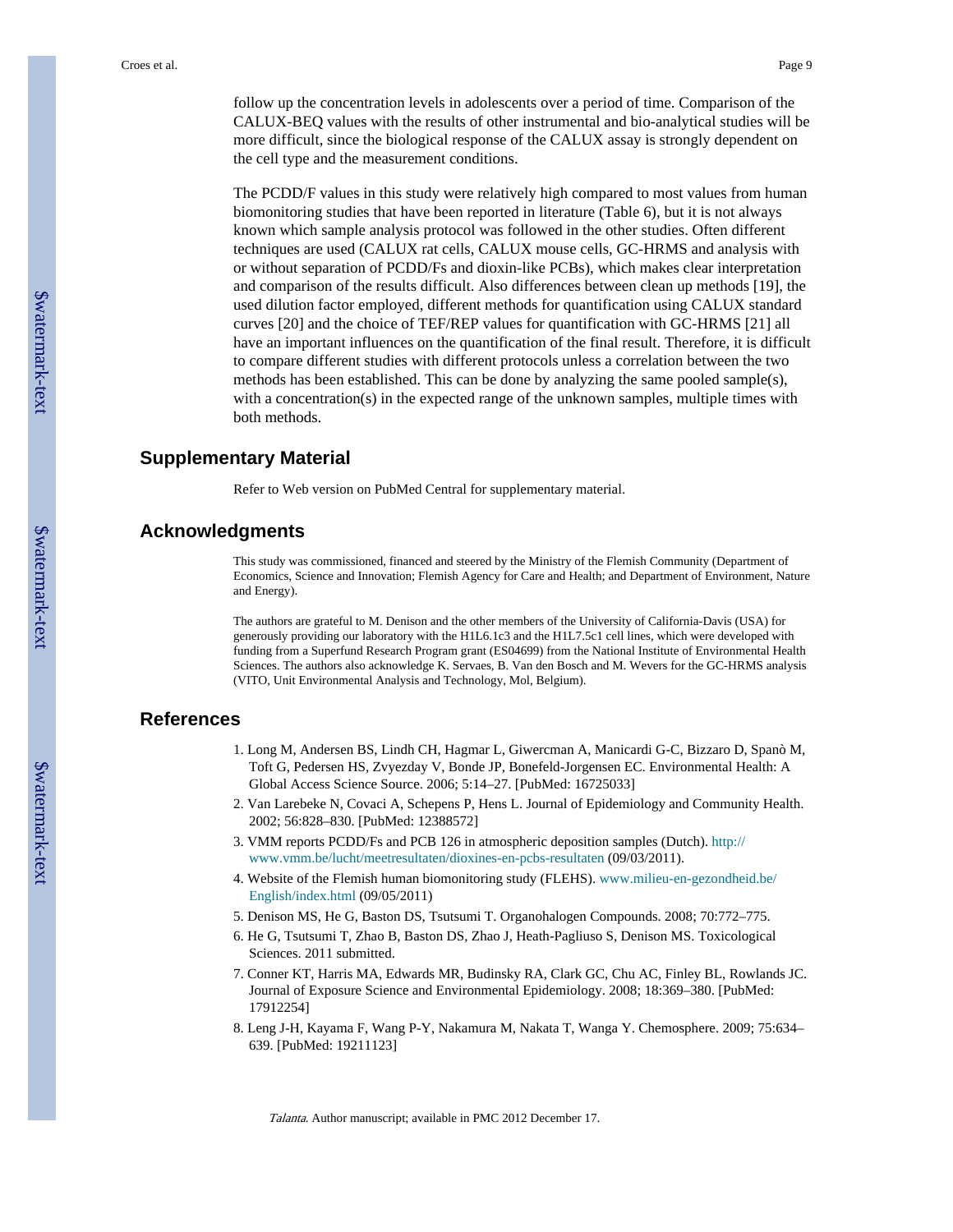follow up the concentration levels in adolescents over a period of time. Comparison of the CALUX-BEQ values with the results of other instrumental and bio-analytical studies will be more difficult, since the biological response of the CALUX assay is strongly dependent on the cell type and the measurement conditions.

The PCDD/F values in this study were relatively high compared to most values from human biomonitoring studies that have been reported in literature (Table 6), but it is not always known which sample analysis protocol was followed in the other studies. Often different techniques are used (CALUX rat cells, CALUX mouse cells, GC-HRMS and analysis with or without separation of PCDD/Fs and dioxin-like PCBs), which makes clear interpretation and comparison of the results difficult. Also differences between clean up methods [19], the used dilution factor employed, different methods for quantification using CALUX standard curves [20] and the choice of TEF/REP values for quantification with GC-HRMS [21] all have an important influences on the quantification of the final result. Therefore, it is difficult to compare different studies with different protocols unless a correlation between the two methods has been established. This can be done by analyzing the same pooled sample(s), with a concentration(s) in the expected range of the unknown samples, multiple times with both methods.

## Supplementary Material

Refer to Web version on PubMed Central for supplementary material.

## Acknowledgments

This study was commissioned, financed and steered by the Ministry of the Flemish Community (Department of Economics, Science and Innovation; Flemish Agency for Care and Health; and Department of Environment, Nature and Energy).

The authors are grateful to M. Denison and the other members of the University of California-Davis (USA) for generously providing our laboratory with the H1L6.1c3 and the H1L7.5c1 cell lines, which were developed with funding from a Superfund Research Program grant (ES04699) from the National Institute of Environmental Health Sciences. The authors also acknowledge K. Servaes, B. Van den Bosch and M. Wevers for the GC-HRMS analysis (VITO, Unit Environmental Analysis and Technology, Mol, Belgium).

## References

1. Long M, Andersen BS, Lindh CH, Hagmar L, Giwercman A, Manicardi G-C, Bizzaro D, Spanò M, Toft G, Pedersen HS, Zvyezday V, Bonde JP, Bonefeld-Jorgensen EC. Environmental Health: A Global Access Science Source. 2006; 5:14–27. [PubMed: 16725033]
2. Van Larebeke N, Covaci A, Schepens P, Hens L. Journal of Epidemiology and Community Health. 2002; 56:828–830. [PubMed: 12388572]
3. VMM reports PCDD/Fs and PCB 126 in atmospheric deposition samples (Dutch). http://www.vmm.be/lucht/meetresultaten/dioxines-en-pcbs-resultaten (09/03/2011).
4. Website of the Flemish human biomonitoring study (FLEHS). www.milieu-en-gezondheid.be/English/index.html (09/05/2011)
5. Denison MS, He G, Baston DS, Tsutsumi T. Organohalogen Compounds. 2008; 70:772–775.
6. He G, Tsutsumi T, Zhao B, Baston DS, Zhao J, Heath-Pagliuso S, Denison MS. Toxicological Sciences. 2011 submitted.
7. Conner KT, Harris MA, Edwards MR, Budinsky RA, Clark GC, Chu AC, Finley BL, Rowlands JC. Journal of Exposure Science and Environmental Epidemiology. 2008; 18:369–380. [PubMed: 17912254]
8. Leng J-H, Kayama F, Wang P-Y, Nakamura M, Nakata T, Wanga Y. Chemosphere. 2009; 75:634–639. [PubMed: 19211123]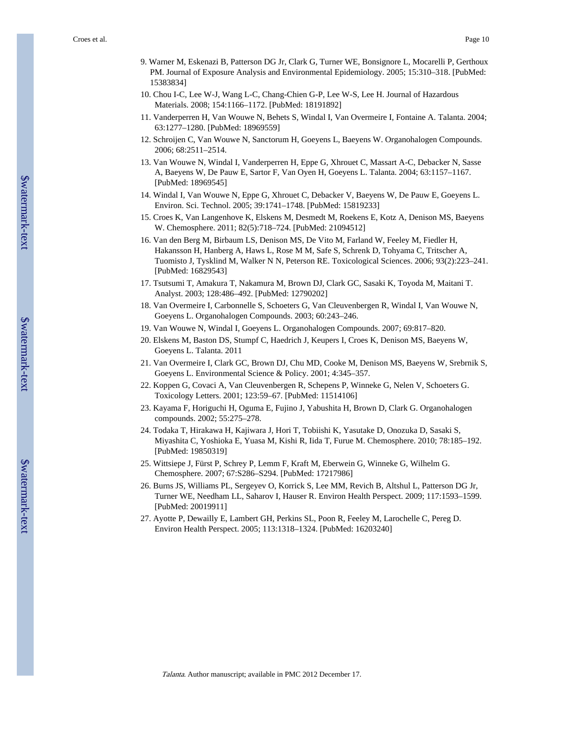9. Warner M, Eskenazi B, Patterson DG Jr, Clark G, Turner WE, Bonsignore L, Mocarelli P, Gerthoux PM. Journal of Exposure Analysis and Environmental Epidemiology. 2005; 15:310–318. [PubMed: 15383834]
10. Chou I-C, Lee W-J, Wang L-C, Chang-Chien G-P, Lee W-S, Lee H. Journal of Hazardous Materials. 2008; 154:1166–1172. [PubMed: 18191892]
11. Vanderperren H, Van Wouwe N, Behets S, Windal I, Van Overmeire I, Fontaine A. Talanta. 2004; 63:1277–1280. [PubMed: 18969559]
12. Schroijen C, Van Wouwe N, Sanctorum H, Goeyens L, Baeyens W. Organohalogen Compounds. 2006; 68:2511–2514.
13. Van Wouwe N, Windal I, Vanderperren H, Eppe G, Xhrouet C, Massart A-C, Debacker N, Sasse A, Baeyens W, De Pauw E, Sartor F, Van Oyen H, Goeyens L. Talanta. 2004; 63:1157–1167. [PubMed: 18969545]
14. Windal I, Van Wouwe N, Eppe G, Xhrouet C, Debacker V, Baeyens W, De Pauw E, Goeyens L. Environ. Sci. Technol. 2005; 39:1741–1748. [PubMed: 15819233]
15. Croes K, Van Langenhove K, Elskens M, Desmedt M, Roekens E, Kotz A, Denison MS, Baeyens W. Chemosphere. 2011; 82(5):718–724. [PubMed: 21094512]
16. Van den Berg M, Birbaum LS, Denison MS, De Vito M, Farland W, Feeley M, Fiedler H, Hakansson H, Hanberg A, Haws L, Rose M M, Safe S, Schrenk D, Tohyama C, Tritscher A, Tuomisto J, Tysklind M, Walker N N, Peterson RE. Toxicological Sciences. 2006; 93(2):223–241. [PubMed: 16829543]
17. Tsutsumi T, Amakura T, Nakamura M, Brown DJ, Clark GC, Sasaki K, Toyoda M, Maitani T. Analyst. 2003; 128:486–492. [PubMed: 12790202]
18. Van Overmeire I, Carbonnelle S, Schoeters G, Van Cleuvenbergen R, Windal I, Van Wouwe N, Goeyens L. Organohalogen Compounds. 2003; 60:243–246.
19. Van Wouwe N, Windal I, Goeyens L. Organohalogen Compounds. 2007; 69:817–820.
20. Elskens M, Baston DS, Stumpf C, Haedrich J, Keupers I, Croes K, Denison MS, Baeyens W, Goeyens L. Talanta. 2011
21. Van Overmeire I, Clark GC, Brown DJ, Chu MD, Cooke M, Denison MS, Baeyens W, Srebrnik S, Goeyens L. Environmental Science & Policy. 2001; 4:345–357.
22. Koppen G, Covaci A, Van Cleuvenbergen R, Schepens P, Winneke G, Nelen V, Schoeters G. Toxicology Letters. 2001; 123:59–67. [PubMed: 11514106]
23. Kayama F, Horiguchi H, Oguma E, Fujino J, Yabushita H, Brown D, Clark G. Organohalogen compounds. 2002; 55:275–278.
24. Todaka T, Hirakawa H, Kajiwara J, Hori T, Tobiishi K, Yasutake D, Onozuka D, Sasaki S, Miyashita C, Yoshioka E, Yuasa M, Kishi R, Iida T, Furue M. Chemosphere. 2010; 78:185–192. [PubMed: 19850319]
25. Wittsiepe J, Fürst P, Schrey P, Lemm F, Kraft M, Eberwein G, Winneke G, Wilhelm G. Chemosphere. 2007; 67:S286–S294. [PubMed: 17217986]
26. Burns JS, Williams PL, Sergeyev O, Korrick S, Lee MM, Revich B, Altshul L, Patterson DG Jr, Turner WE, Needham LL, Saharov I, Hauser R. Environ Health Perspect. 2009; 117:1593–1599. [PubMed: 20019911]
27. Ayotte P, Dewailly E, Lambert GH, Perkins SL, Poon R, Feeley M, Larochelle C, Pereg D. Environ Health Perspect. 2005; 113:1318–1324. [PubMed: 16203240]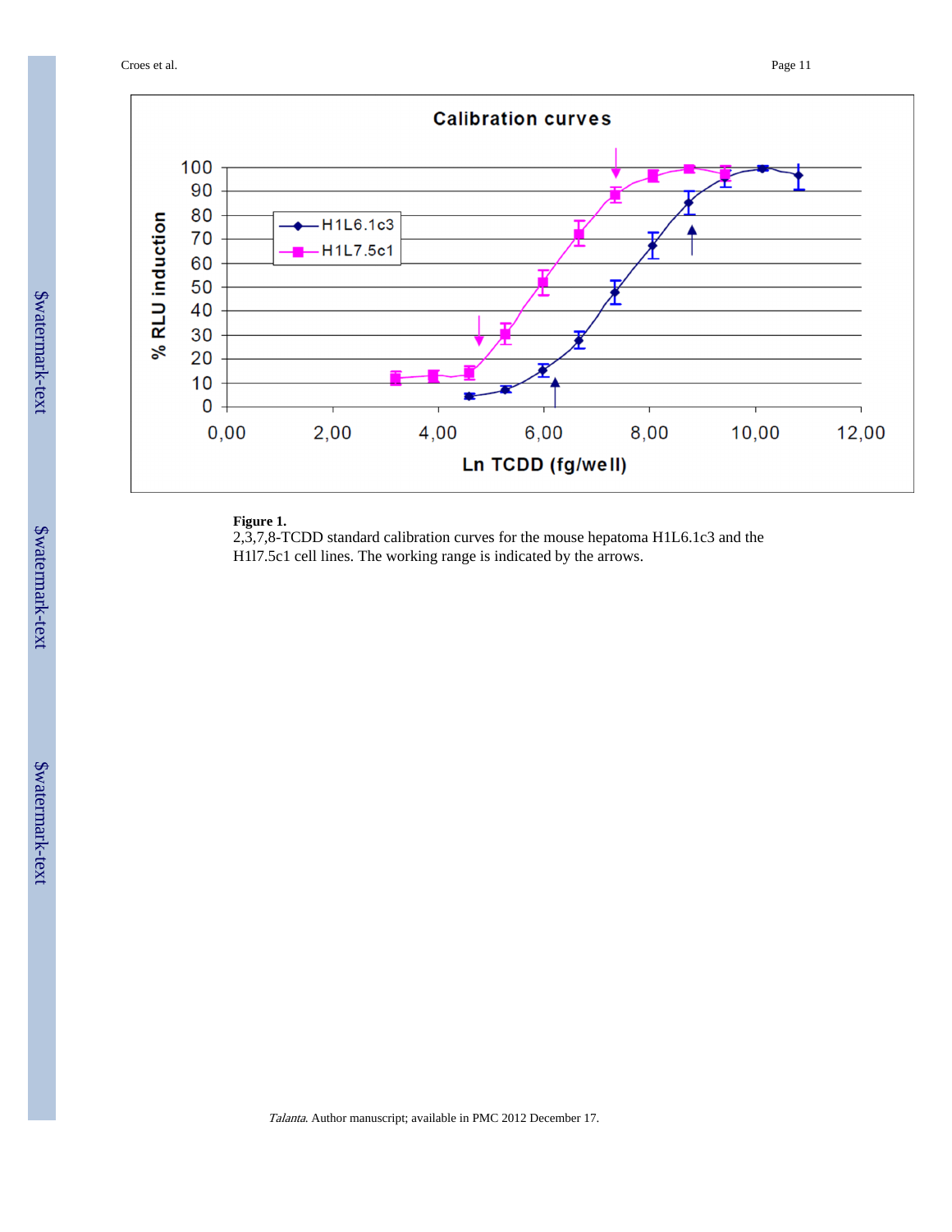**Figure 1.**

2,3,7,8-TCDD standard calibration curves for the mouse hepatoma H1L6.1c3 and the H1l7.5c1 cell lines. The working range is indicated by the arrows.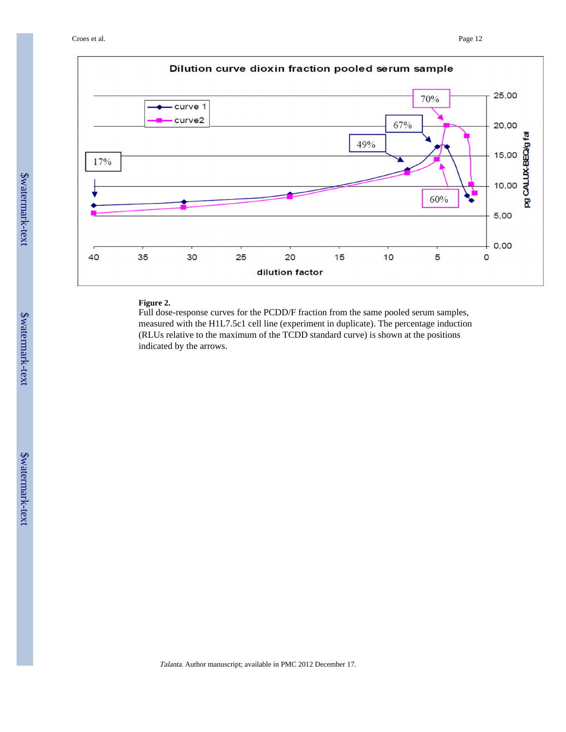**Figure 2.**

Full dose-response curves for the PCDD/F fraction from the same pooled serum samples, measured with the H1L7.5c1 cell line (experiment in duplicate). The percentage induction (RLUs relative to the maximum of the TCDD standard curve) is shown at the positions indicated by the arrows.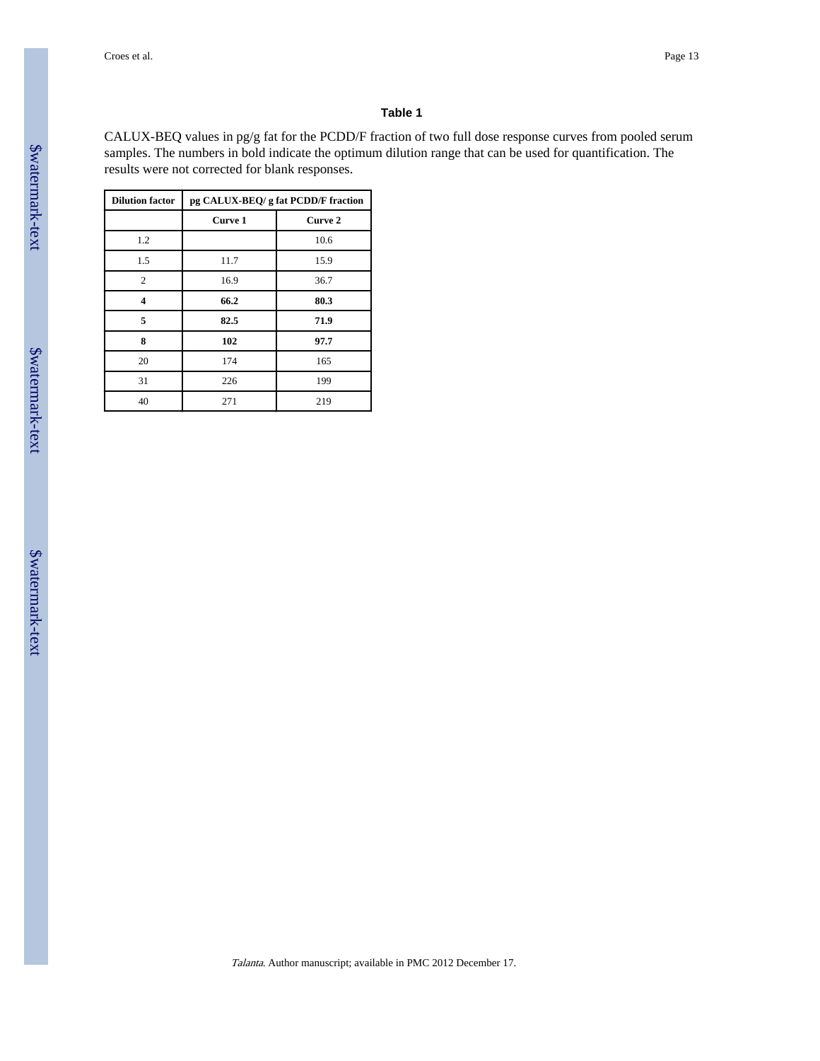### Table 1

CALUX-BEQ values in pg/g fat for the PCDD/F fraction of two full dose response curves from pooled serum samples. The numbers in bold indicate the optimum dilution range that can be used for quantification. The results were not corrected for blank responses.

| Dilution factor | pg CALUX-BEQ/ g fat PCDD/F fraction | |
|---|---|---|
| | Curve 1 | Curve 2 |
| 1.2 | | 10.6 |
| 1.5 | 11.7 | 15.9 |
| 2 | 16.9 | 36.7 |
| **4** | **66.2** | **80.3** |
| **5** | **82.5** | **71.9** |
| **8** | **102** | **97.7** |
| 20 | 174 | 165 |
| 31 | 226 | 199 |
| 40 | 271 | 219 |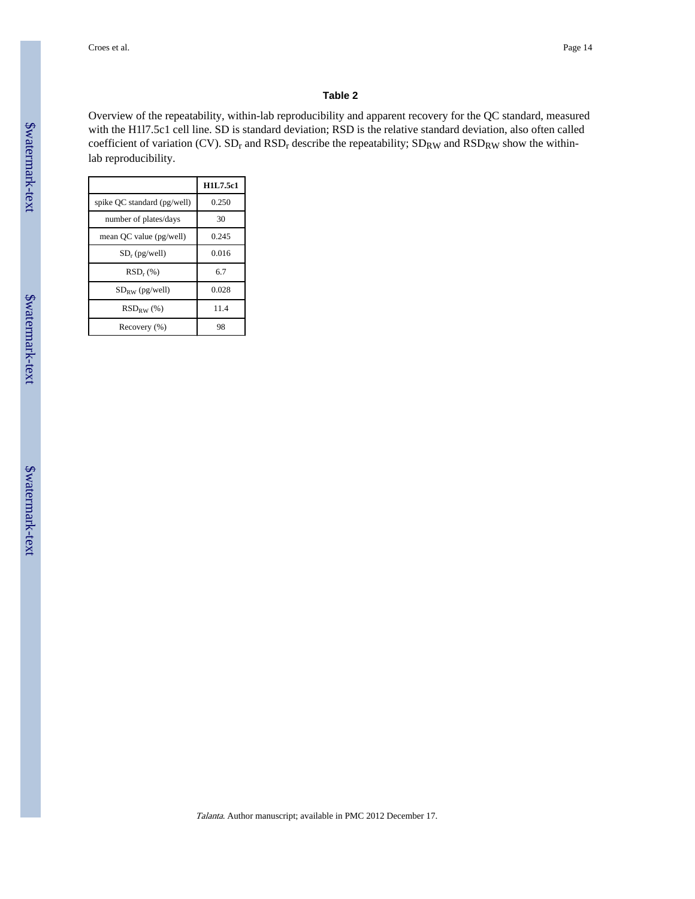## Table 2

Overview of the repeatability, within-lab reproducibility and apparent recovery for the QC standard, measured with the H1l7.5c1 cell line. SD is standard deviation; RSD is the relative standard deviation, also often called coefficient of variation (CV). $SD_r$ and $RSD_r$ describe the repeatability; $SD_{RW}$ and $RSD_{RW}$ show the within-lab reproducibility.

| | **H1L7.5c1** |
|---|---|
| spike QC standard (pg/well) | 0.250 |
| number of plates/days | 30 |
| mean QC value (pg/well) | 0.245 |
| $SD_r$ (pg/well) | 0.016 |
| $RSD_r$ (%) | 6.7 |
| $SD_{RW}$ (pg/well) | 0.028 |
| $RSD_{RW}$ (%) | 11.4 |
| Recovery (%) | 98 |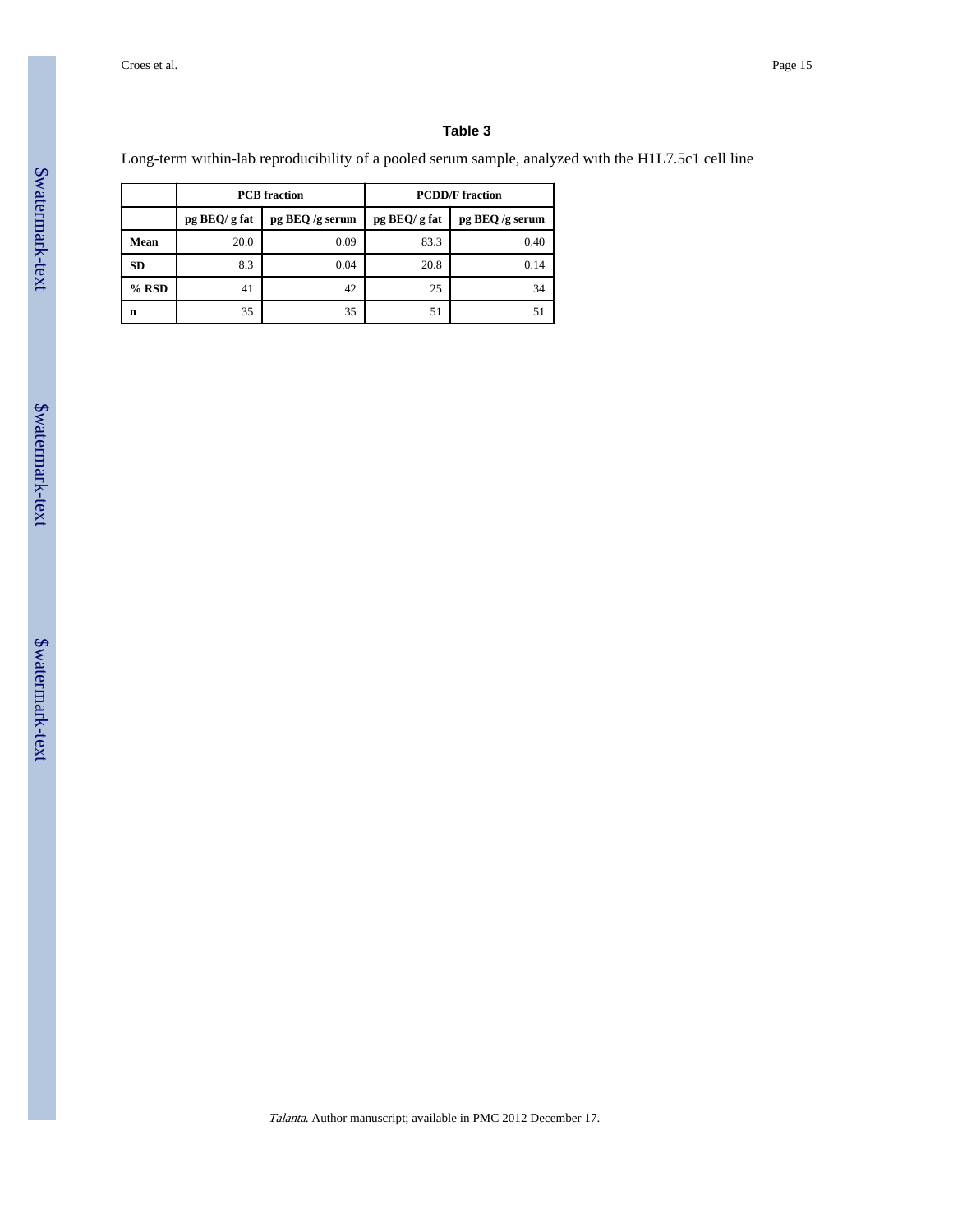### Table 3

Long-term within-lab reproducibility of a pooled serum sample, analyzed with the H1L7.5c1 cell line

| | PCB fraction | | PCDD/F fraction | |
|---|---|---|---|---|
| | pg BEQ/ g fat | pg BEQ /g serum | pg BEQ/ g fat | pg BEQ /g serum |
| **Mean** | 20.0 | 0.09 | 83.3 | 0.40 |
| **SD** | 8.3 | 0.04 | 20.8 | 0.14 |
| **% RSD** | 41 | 42 | 25 | 34 |
| **n** | 35 | 35 | 51 | 51 |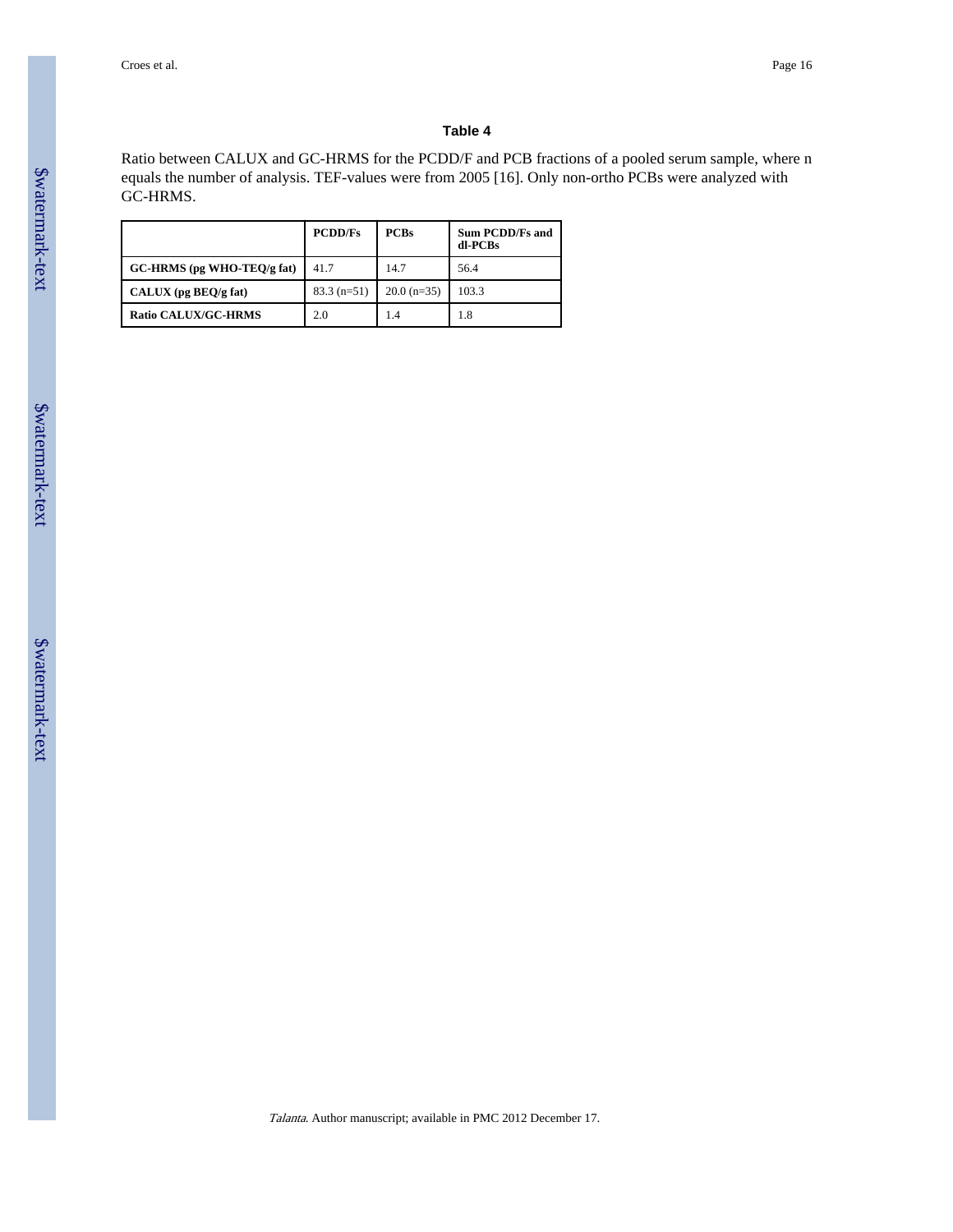**Table 4**

Ratio between CALUX and GC-HRMS for the PCDD/F and PCB fractions of a pooled serum sample, where n equals the number of analysis. TEF-values were from 2005 [16]. Only non-ortho PCBs were analyzed with GC-HRMS.

| | PCDD/Fs | PCBs | Sum PCDD/Fs and dl-PCBs |
|---|---|---|---|
| **GC-HRMS (pg WHO-TEQ/g fat)** | 41.7 | 14.7 | 56.4 |
| **CALUX (pg BEQ/g fat)** | 83.3 (n=51) | 20.0 (n=35) | 103.3 |
| **Ratio CALUX/GC-HRMS** | 2.0 | 1.4 | 1.8 |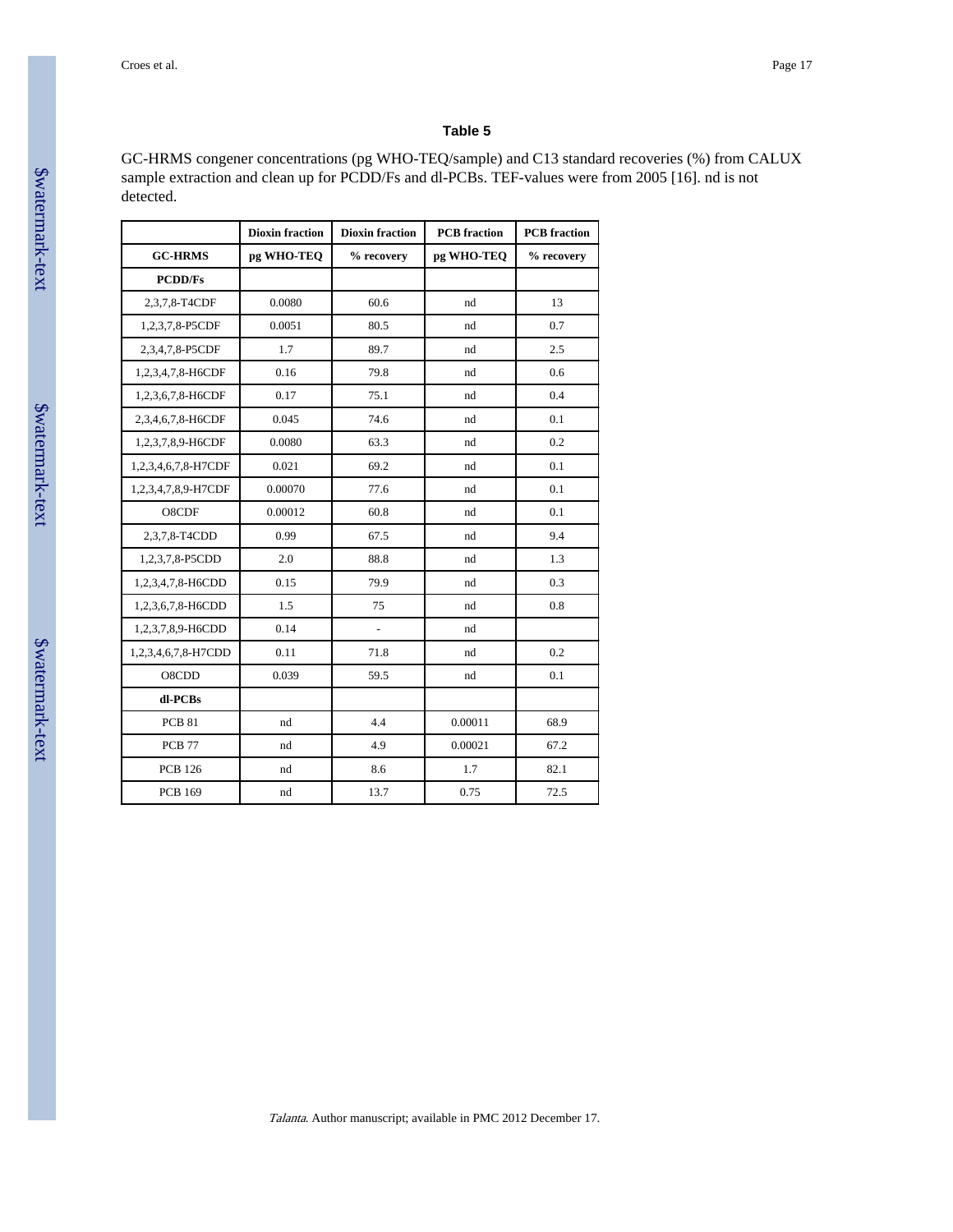### Table 5

GC-HRMS congener concentrations (pg WHO-TEQ/sample) and C13 standard recoveries (%) from CALUX sample extraction and clean up for PCDD/Fs and dl-PCBs. TEF-values were from 2005 [16]. nd is not detected.

| | Dioxin fraction | Dioxin fraction | PCB fraction | PCB fraction |
|---|---|---|---|---|
| **GC-HRMS** | **pg WHO-TEQ** | **% recovery** | **pg WHO-TEQ** | **% recovery** |
| **PCDD/Fs** | | | | |
| 2,3,7,8-T4CDF | 0.0080 | 60.6 | nd | 13 |
| 1,2,3,7,8-P5CDF | 0.0051 | 80.5 | nd | 0.7 |
| 2,3,4,7,8-P5CDF | 1.7 | 89.7 | nd | 2.5 |
| 1,2,3,4,7,8-H6CDF | 0.16 | 79.8 | nd | 0.6 |
| 1,2,3,6,7,8-H6CDF | 0.17 | 75.1 | nd | 0.4 |
| 2,3,4,6,7,8-H6CDF | 0.045 | 74.6 | nd | 0.1 |
| 1,2,3,7,8,9-H6CDF | 0.0080 | 63.3 | nd | 0.2 |
| 1,2,3,4,6,7,8-H7CDF | 0.021 | 69.2 | nd | 0.1 |
| 1,2,3,4,7,8,9-H7CDF | 0.00070 | 77.6 | nd | 0.1 |
| O8CDF | 0.00012 | 60.8 | nd | 0.1 |
| 2,3,7,8-T4CDD | 0.99 | 67.5 | nd | 9.4 |
| 1,2,3,7,8-P5CDD | 2.0 | 88.8 | nd | 1.3 |
| 1,2,3,4,7,8-H6CDD | 0.15 | 79.9 | nd | 0.3 |
| 1,2,3,6,7,8-H6CDD | 1.5 | 75 | nd | 0.8 |
| 1,2,3,7,8,9-H6CDD | 0.14 | - | nd | |
| 1,2,3,4,6,7,8-H7CDD | 0.11 | 71.8 | nd | 0.2 |
| O8CDD | 0.039 | 59.5 | nd | 0.1 |
| **dl-PCBs** | | | | |
| PCB 81 | nd | 4.4 | 0.00011 | 68.9 |
| PCB 77 | nd | 4.9 | 0.00021 | 67.2 |
| PCB 126 | nd | 8.6 | 1.7 | 82.1 |
| PCB 169 | nd | 13.7 | 0.75 | 72.5 |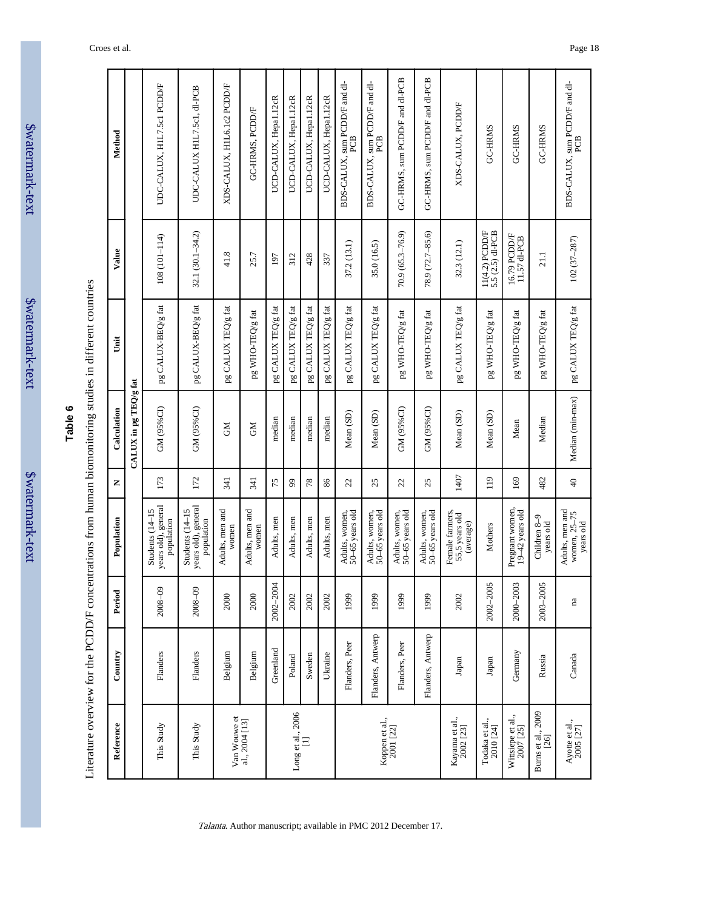**Table 6**

Literature overview for the PCDD/F concentrations from human biomonitoring studies in different countries

| Reference | Country | Period | Population | N | Calculation | Unit | Value | Method |
|---|---|---|---|---|---|---|---|---|
| | | | | | CALUX in pg TEQ/g fat | | | |
| This Study | Flanders | 2008–09 | Students (14–15 years old), general population | 173 | GM (95%CI) | pg CALUX-BEQ/g fat | 108 (101–114) | UDC-CALUX, H1L7.5c1 PCDD/F |
| This Study | Flanders | 2008–09 | Students (14–15 years old), general population | 172 | GM (95%CI) | pg CALUX-BEQ/g fat | 32.1 (30.1–34.2) | UDC-CALUX H1L7.5c1, dl-PCB |
| Van Wouwe et al., 2004 [13] | Belgium | 2000 | Adults, men and women | 341 | GM | pg CALUX TEQ/g fat | 41.8 | XDS-CALUX, H1L6.1c2 PCDD/F |
| | Belgium | 2000 | Adults, men and women | 341 | GM | pg WHO-TEQ/g fat | 25.7 | GC-HRMS, PCDD/F |
| Long et al., 2006 [1] | Greenland | 2002–2004 | Adults, men | 75 | median | pg CALUX TEQ/g fat | 197 | UCD-CALUX, Hepa1.12cR |
| | Poland | 2002 | Adults, men | 99 | median | pg CALUX TEQ/g fat | 312 | UCD-CALUX, Hepa1.12cR |
| | Sweden | 2002 | Adults, men | 78 | median | pg CALUX TEQ/g fat | 428 | UCD-CALUX, Hepa1.12cR |
| | Ukraine | 2002 | Adults, men | 86 | median | pg CALUX TEQ/g fat | 337 | UCD-CALUX, Hepa1.12cR |
| Koppen et al., 2001 [22] | Flanders, Peer | 1999 | Adults, women, 50–65 years old | 22 | Mean (SD) | pg CALUX TEQ/g fat | 37.2 (13.1) | BDS-CALUX, sum PCDD/F and dl-PCB |
| | Flanders, Antwerp | 1999 | Adults, women, 50–65 years old | 25 | Mean (SD) | pg CALUX TEQ/g fat | 35.0 (16.5) | BDS-CALUX, sum PCDD/F and dl-PCB |
| | Flanders, Peer | 1999 | Adults, women, 50–65 years old | 22 | GM (95%CI) | pg WHO-TEQ/g fat | 70.9 (65.3–76.9) | GC-HRMS, sum PCDD/F and dl-PCB |
| | Flanders, Antwerp | 1999 | Adults, women, 50–65 years old | 25 | GM (95%CI) | pg WHO-TEQ/g fat | 78.9 (72.7–85.6) | GC-HRMS, sum PCDD/F and dl-PCB |
| Kayama et al., 2002 [23] | Japan | 2002 | Female farmers, 55,5 years old (average) | 1407 | Mean (SD) | pg CALUX TEQ/g fat | 32.3 (12.1) | XDS-CALUX, PCDD/F |
| Todaka et al., 2010 [24] | Japan | 2002–2005 | Mothers | 119 | Mean (SD) | pg WHO-TEQ/g fat | 11(4.2) PCDD/F 5.5 (2.5) dl-PCB | GC-HRMS |
| Wittsiepe et al., 2007 [25] | Germany | 2000–2003 | Pregnant women, 19–42 years old | 169 | Mean | pg WHO-TEQ/g fat | 16.79 PCDD/F 11.57 dl-PCB | GC-HRMS |
| Burns et al., 2009 [26] | Russia | 2003–2005 | Children 8–9 years old | 482 | Median | pg WHO-TEQ/g fat | 21.1 | GC-HRMS |
| Ayotte et al., 2005 [27] | Canada | na | Adults, men and women, 25–75 years old | 40 | Median (min-max) | pg CALUX TEQ/g fat | 102 (37–287) | BDS-CALUX, sum PCDD/F and dl-PCB |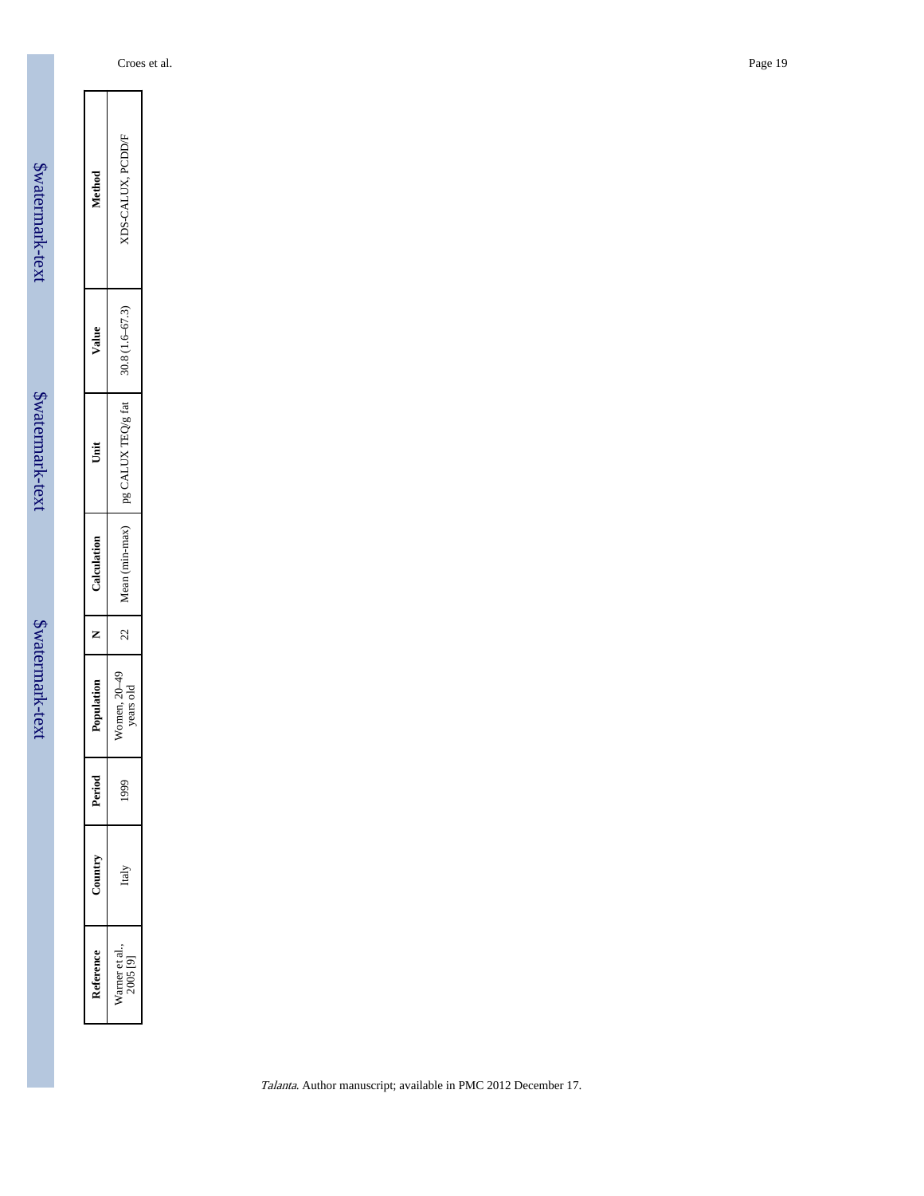| Reference | Country | Period | Population | N | Calculation | Unit | Value | Method |
|---|---|---|---|---|---|---|---|---|
| Warner et al., 2005 [9] | Italy | 1999 | Women, 20–49 years old | 22 | Mean (min-max) | pg CALUX TEQ/g fat | 30.8 (1.6–67.3) | XDS-CALUX, PCDD/F |